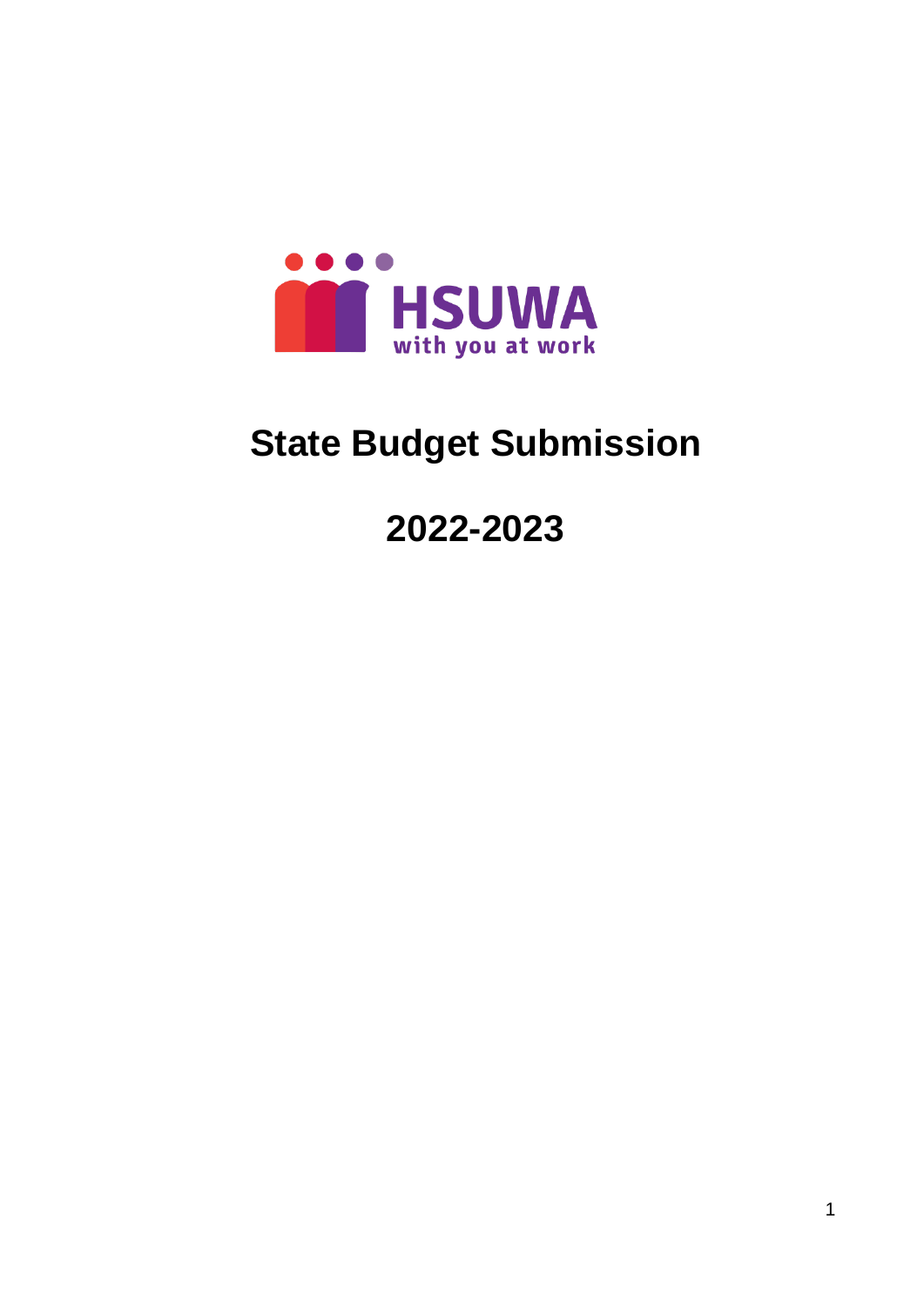HSUWA

with you at work

# State Budget Submission

# 2022-2023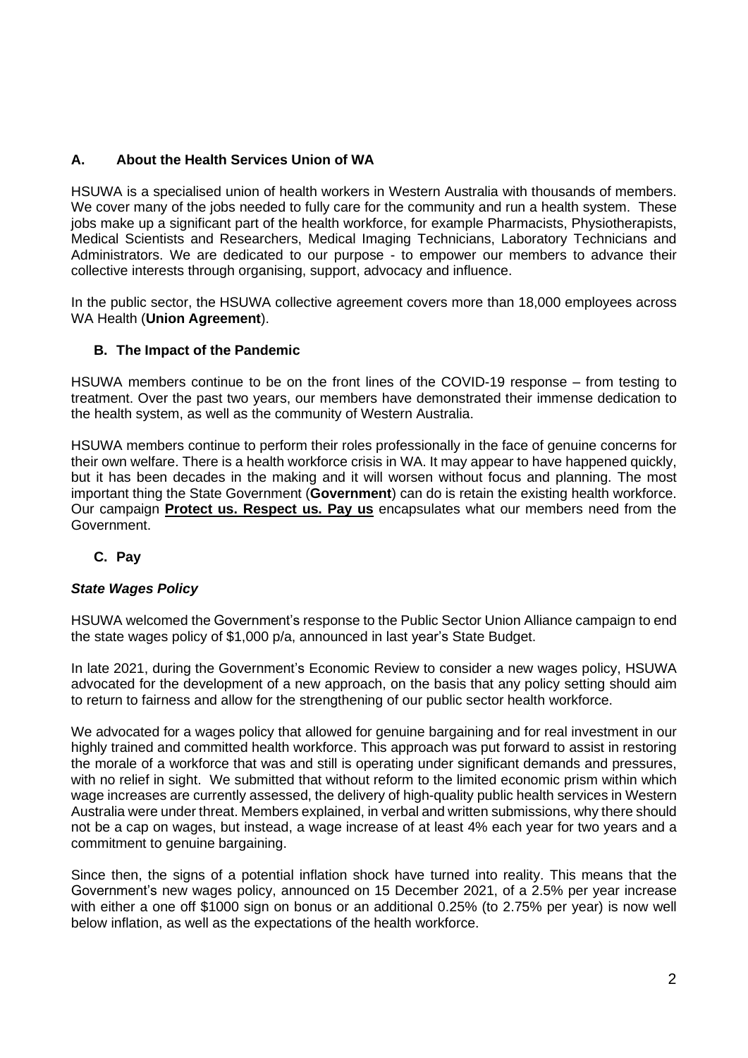## A. About the Health Services Union of WA

HSUWA is a specialised union of health workers in Western Australia with thousands of members. We cover many of the jobs needed to fully care for the community and run a health system. These jobs make up a significant part of the health workforce, for example Pharmacists, Physiotherapists, Medical Scientists and Researchers, Medical Imaging Technicians, Laboratory Technicians and Administrators. We are dedicated to our purpose - to empower our members to advance their collective interests through organising, support, advocacy and influence.

In the public sector, the HSUWA collective agreement covers more than 18,000 employees across WA Health (**Union Agreement**).

## B. The Impact of the Pandemic

HSUWA members continue to be on the front lines of the COVID-19 response – from testing to treatment. Over the past two years, our members have demonstrated their immense dedication to the health system, as well as the community of Western Australia.

HSUWA members continue to perform their roles professionally in the face of genuine concerns for their own welfare. There is a health workforce crisis in WA. It may appear to have happened quickly, but it has been decades in the making and it will worsen without focus and planning. The most important thing the State Government (**Government**) can do is retain the existing health workforce. Our campaign **Protect us. Respect us. Pay us** encapsulates what our members need from the Government.

## C. Pay

### *State Wages Policy*

HSUWA welcomed the Government's response to the Public Sector Union Alliance campaign to end the state wages policy of $1,000 p/a, announced in last year's State Budget.

In late 2021, during the Government's Economic Review to consider a new wages policy, HSUWA advocated for the development of a new approach, on the basis that any policy setting should aim to return to fairness and allow for the strengthening of our public sector health workforce.

We advocated for a wages policy that allowed for genuine bargaining and for real investment in our highly trained and committed health workforce. This approach was put forward to assist in restoring the morale of a workforce that was and still is operating under significant demands and pressures, with no relief in sight. We submitted that without reform to the limited economic prism within which wage increases are currently assessed, the delivery of high-quality public health services in Western Australia were under threat. Members explained, in verbal and written submissions, why there should not be a cap on wages, but instead, a wage increase of at least 4% each year for two years and a commitment to genuine bargaining.

Since then, the signs of a potential inflation shock have turned into reality. This means that the Government's new wages policy, announced on 15 December 2021, of a 2.5% per year increase with either a one off $1000 sign on bonus or an additional 0.25% (to 2.75% per year) is now well below inflation, as well as the expectations of the health workforce.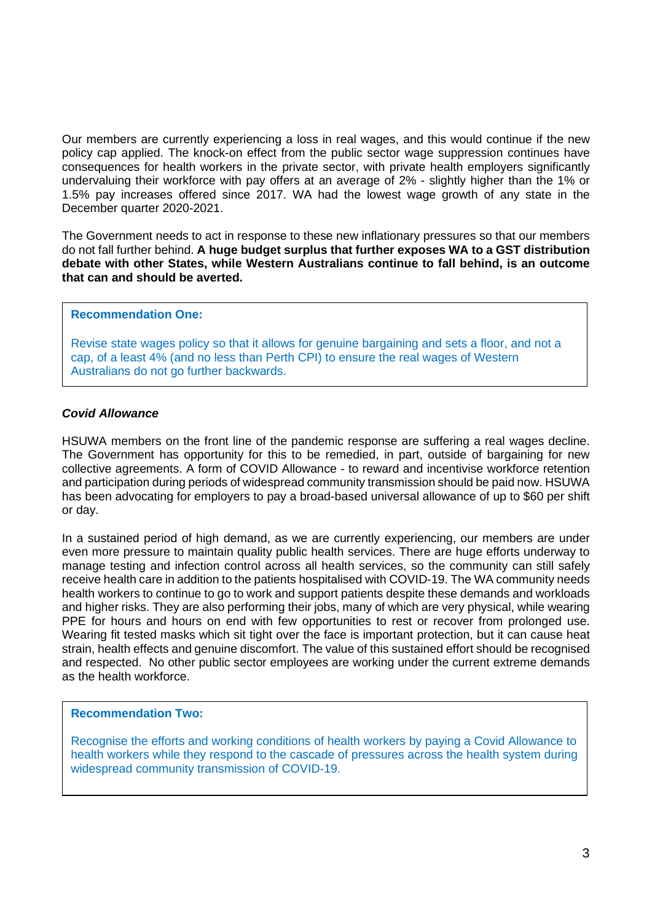Our members are currently experiencing a loss in real wages, and this would continue if the new policy cap applied. The knock-on effect from the public sector wage suppression continues have consequences for health workers in the private sector, with private health employers significantly undervaluing their workforce with pay offers at an average of 2% - slightly higher than the 1% or 1.5% pay increases offered since 2017. WA had the lowest wage growth of any state in the December quarter 2020-2021.

The Government needs to act in response to these new inflationary pressures so that our members do not fall further behind. **A huge budget surplus that further exposes WA to a GST distribution debate with other States, while Western Australians continue to fall behind, is an outcome that can and should be averted.**

> **Recommendation One:**
>
> Revise state wages policy so that it allows for genuine bargaining and sets a floor, and not a cap, of a least 4% (and no less than Perth CPI) to ensure the real wages of Western Australians do not go further backwards.

### *Covid Allowance*

HSUWA members on the front line of the pandemic response are suffering a real wages decline. The Government has opportunity for this to be remedied, in part, outside of bargaining for new collective agreements. A form of COVID Allowance - to reward and incentivise workforce retention and participation during periods of widespread community transmission should be paid now. HSUWA has been advocating for employers to pay a broad-based universal allowance of up to $60 per shift or day.

In a sustained period of high demand, as we are currently experiencing, our members are under even more pressure to maintain quality public health services. There are huge efforts underway to manage testing and infection control across all health services, so the community can still safely receive health care in addition to the patients hospitalised with COVID-19. The WA community needs health workers to continue to go to work and support patients despite these demands and workloads and higher risks. They are also performing their jobs, many of which are very physical, while wearing PPE for hours and hours on end with few opportunities to rest or recover from prolonged use. Wearing fit tested masks which sit tight over the face is important protection, but it can cause heat strain, health effects and genuine discomfort. The value of this sustained effort should be recognised and respected. No other public sector employees are working under the current extreme demands as the health workforce.

> **Recommendation Two:**
>
> Recognise the efforts and working conditions of health workers by paying a Covid Allowance to health workers while they respond to the cascade of pressures across the health system during widespread community transmission of COVID-19.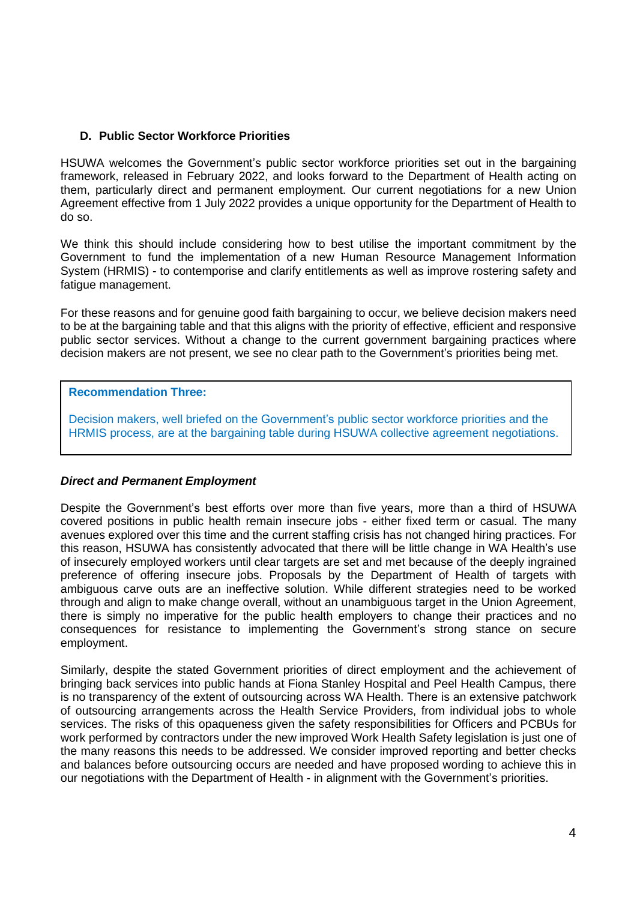### D. Public Sector Workforce Priorities

HSUWA welcomes the Government's public sector workforce priorities set out in the bargaining framework, released in February 2022, and looks forward to the Department of Health acting on them, particularly direct and permanent employment. Our current negotiations for a new Union Agreement effective from 1 July 2022 provides a unique opportunity for the Department of Health to do so.

We think this should include considering how to best utilise the important commitment by the Government to fund the implementation of a new Human Resource Management Information System (HRMIS) - to contemporise and clarify entitlements as well as improve rostering safety and fatigue management.

For these reasons and for genuine good faith bargaining to occur, we believe decision makers need to be at the bargaining table and that this aligns with the priority of effective, efficient and responsive public sector services. Without a change to the current government bargaining practices where decision makers are not present, we see no clear path to the Government's priorities being met.

> **Recommendation Three:**
>
> Decision makers, well briefed on the Government's public sector workforce priorities and the HRMIS process, are at the bargaining table during HSUWA collective agreement negotiations.

#### *Direct and Permanent Employment*

Despite the Government's best efforts over more than five years, more than a third of HSUWA covered positions in public health remain insecure jobs - either fixed term or casual. The many avenues explored over this time and the current staffing crisis has not changed hiring practices. For this reason, HSUWA has consistently advocated that there will be little change in WA Health's use of insecurely employed workers until clear targets are set and met because of the deeply ingrained preference of offering insecure jobs. Proposals by the Department of Health of targets with ambiguous carve outs are an ineffective solution. While different strategies need to be worked through and align to make change overall, without an unambiguous target in the Union Agreement, there is simply no imperative for the public health employers to change their practices and no consequences for resistance to implementing the Government's strong stance on secure employment.

Similarly, despite the stated Government priorities of direct employment and the achievement of bringing back services into public hands at Fiona Stanley Hospital and Peel Health Campus, there is no transparency of the extent of outsourcing across WA Health. There is an extensive patchwork of outsourcing arrangements across the Health Service Providers, from individual jobs to whole services. The risks of this opaqueness given the safety responsibilities for Officers and PCBUs for work performed by contractors under the new improved Work Health Safety legislation is just one of the many reasons this needs to be addressed. We consider improved reporting and better checks and balances before outsourcing occurs are needed and have proposed wording to achieve this in our negotiations with the Department of Health - in alignment with the Government's priorities.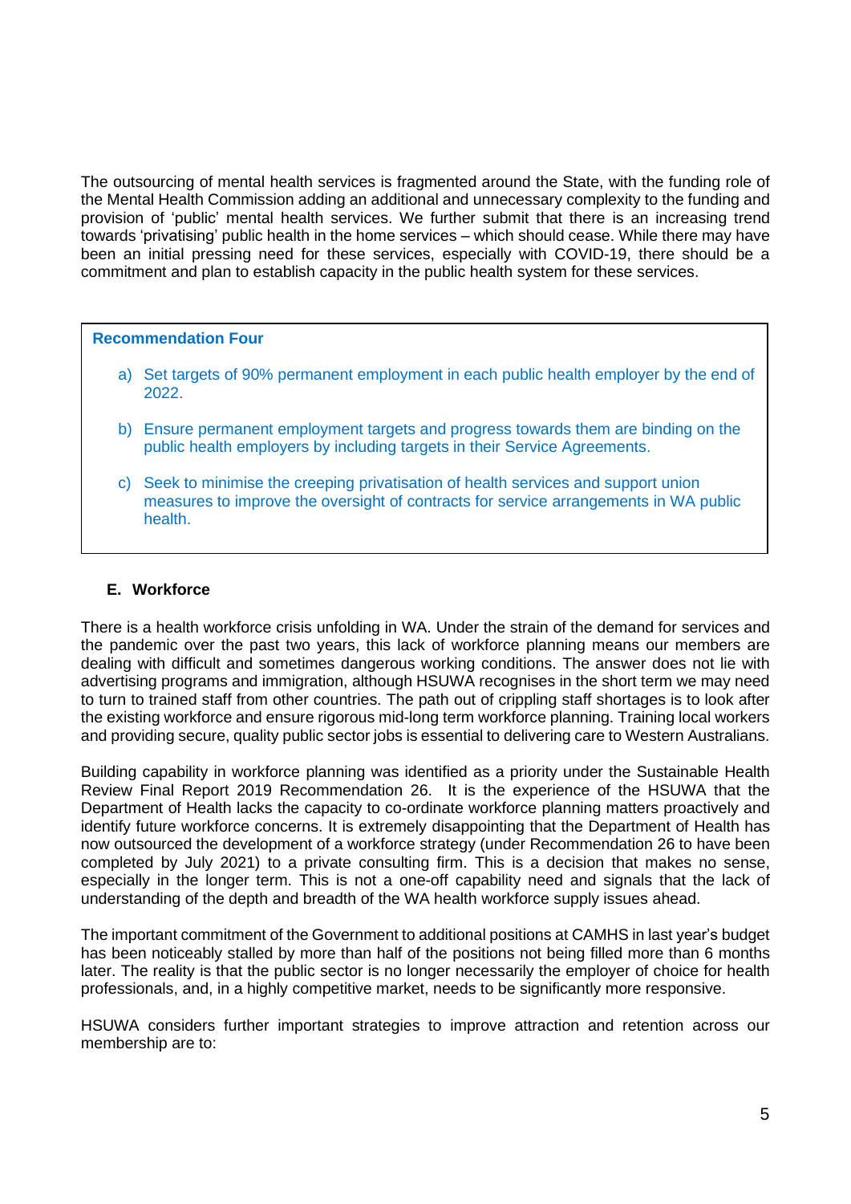The outsourcing of mental health services is fragmented around the State, with the funding role of the Mental Health Commission adding an additional and unnecessary complexity to the funding and provision of 'public' mental health services. We further submit that there is an increasing trend towards 'privatising' public health in the home services – which should cease. While there may have been an initial pressing need for these services, especially with COVID-19, there should be a commitment and plan to establish capacity in the public health system for these services.

> **Recommendation Four**
>
> a) Set targets of 90% permanent employment in each public health employer by the end of 2022.
>
> b) Ensure permanent employment targets and progress towards them are binding on the public health employers by including targets in their Service Agreements.
>
> c) Seek to minimise the creeping privatisation of health services and support union measures to improve the oversight of contracts for service arrangements in WA public health.

### E. Workforce

There is a health workforce crisis unfolding in WA. Under the strain of the demand for services and the pandemic over the past two years, this lack of workforce planning means our members are dealing with difficult and sometimes dangerous working conditions. The answer does not lie with advertising programs and immigration, although HSUWA recognises in the short term we may need to turn to trained staff from other countries. The path out of crippling staff shortages is to look after the existing workforce and ensure rigorous mid-long term workforce planning. Training local workers and providing secure, quality public sector jobs is essential to delivering care to Western Australians.

Building capability in workforce planning was identified as a priority under the Sustainable Health Review Final Report 2019 Recommendation 26. It is the experience of the HSUWA that the Department of Health lacks the capacity to co-ordinate workforce planning matters proactively and identify future workforce concerns. It is extremely disappointing that the Department of Health has now outsourced the development of a workforce strategy (under Recommendation 26 to have been completed by July 2021) to a private consulting firm. This is a decision that makes no sense, especially in the longer term. This is not a one-off capability need and signals that the lack of understanding of the depth and breadth of the WA health workforce supply issues ahead.

The important commitment of the Government to additional positions at CAMHS in last year's budget has been noticeably stalled by more than half of the positions not being filled more than 6 months later. The reality is that the public sector is no longer necessarily the employer of choice for health professionals, and, in a highly competitive market, needs to be significantly more responsive.

HSUWA considers further important strategies to improve attraction and retention across our membership are to: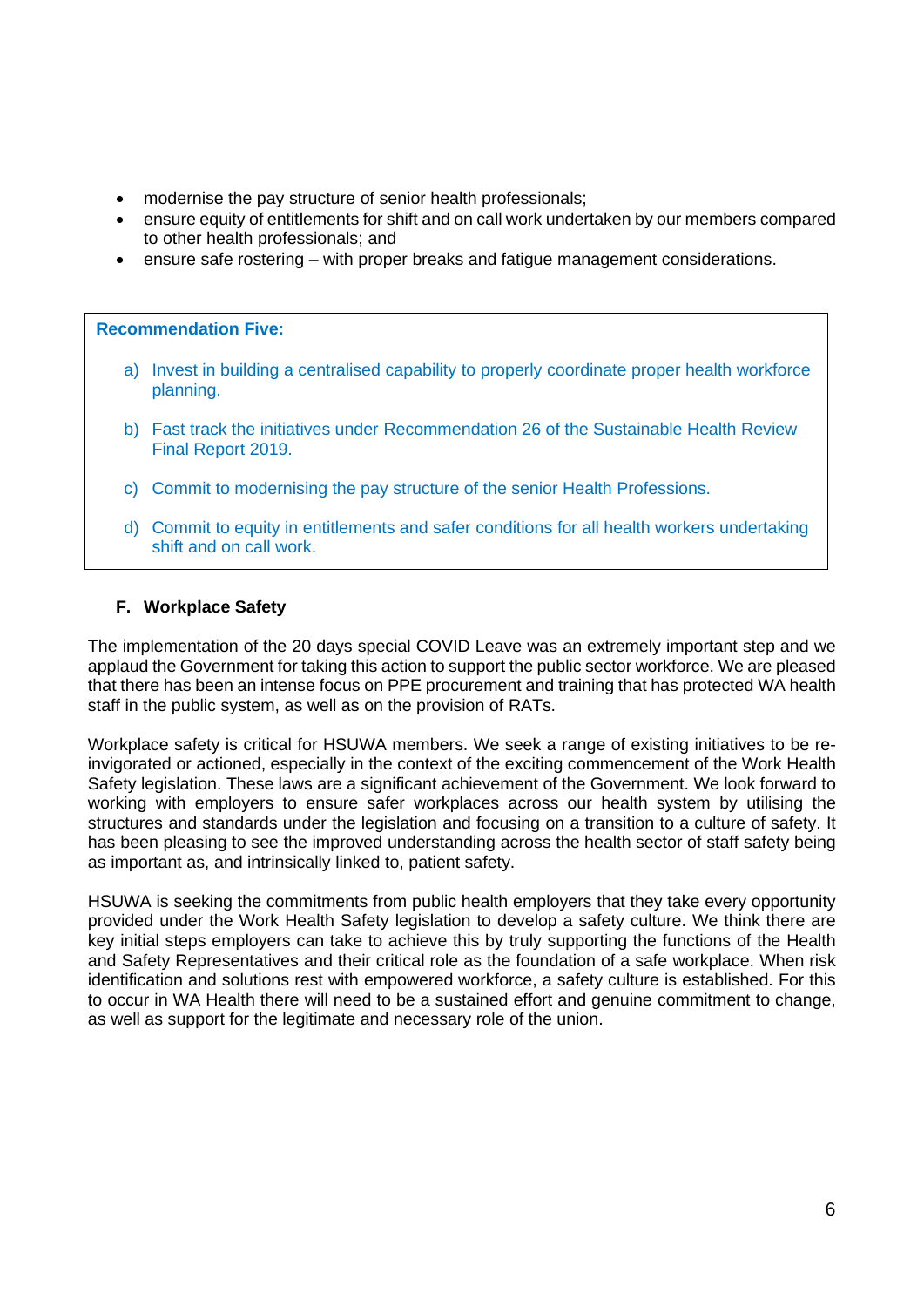- modernise the pay structure of senior health professionals;
- ensure equity of entitlements for shift and on call work undertaken by our members compared to other health professionals; and
- ensure safe rostering – with proper breaks and fatigue management considerations.

> **Recommendation Five:**
>
> a) Invest in building a centralised capability to properly coordinate proper health workforce planning.
>
> b) Fast track the initiatives under Recommendation 26 of the Sustainable Health Review Final Report 2019.
>
> c) Commit to modernising the pay structure of the senior Health Professions.
>
> d) Commit to equity in entitlements and safer conditions for all health workers undertaking shift and on call work.

### F. Workplace Safety

The implementation of the 20 days special COVID Leave was an extremely important step and we applaud the Government for taking this action to support the public sector workforce. We are pleased that there has been an intense focus on PPE procurement and training that has protected WA health staff in the public system, as well as on the provision of RATs.

Workplace safety is critical for HSUWA members. We seek a range of existing initiatives to be re-invigorated or actioned, especially in the context of the exciting commencement of the Work Health Safety legislation. These laws are a significant achievement of the Government. We look forward to working with employers to ensure safer workplaces across our health system by utilising the structures and standards under the legislation and focusing on a transition to a culture of safety. It has been pleasing to see the improved understanding across the health sector of staff safety being as important as, and intrinsically linked to, patient safety.

HSUWA is seeking the commitments from public health employers that they take every opportunity provided under the Work Health Safety legislation to develop a safety culture. We think there are key initial steps employers can take to achieve this by truly supporting the functions of the Health and Safety Representatives and their critical role as the foundation of a safe workplace. When risk identification and solutions rest with empowered workforce, a safety culture is established. For this to occur in WA Health there will need to be a sustained effort and genuine commitment to change, as well as support for the legitimate and necessary role of the union.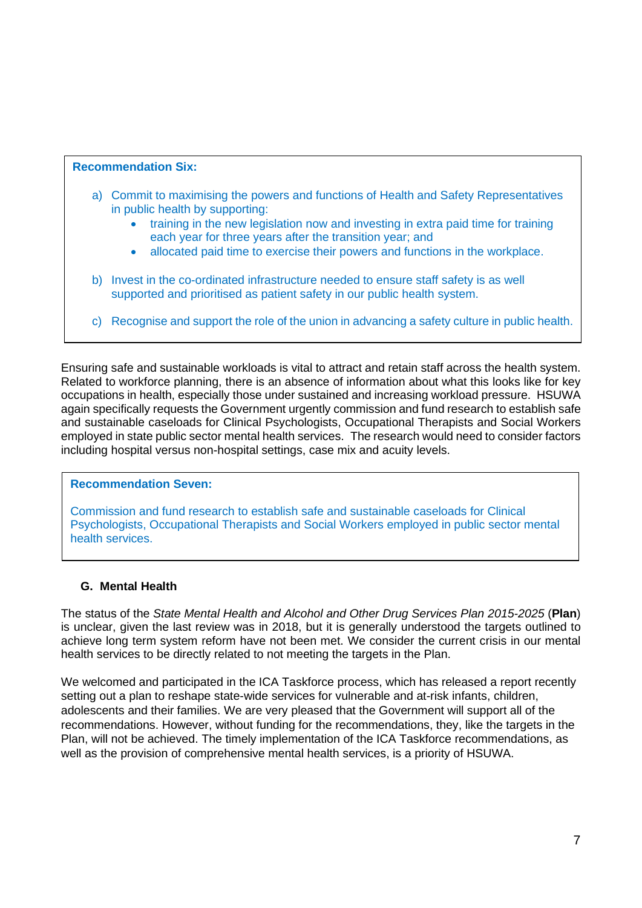**Recommendation Six:**

a) Commit to maximising the powers and functions of Health and Safety Representatives in public health by supporting:
   - training in the new legislation now and investing in extra paid time for training each year for three years after the transition year; and
   - allocated paid time to exercise their powers and functions in the workplace.

b) Invest in the co-ordinated infrastructure needed to ensure staff safety is as well supported and prioritised as patient safety in our public health system.

c) Recognise and support the role of the union in advancing a safety culture in public health.

Ensuring safe and sustainable workloads is vital to attract and retain staff across the health system. Related to workforce planning, there is an absence of information about what this looks like for key occupations in health, especially those under sustained and increasing workload pressure. HSUWA again specifically requests the Government urgently commission and fund research to establish safe and sustainable caseloads for Clinical Psychologists, Occupational Therapists and Social Workers employed in state public sector mental health services. The research would need to consider factors including hospital versus non-hospital settings, case mix and acuity levels.

**Recommendation Seven:**

Commission and fund research to establish safe and sustainable caseloads for Clinical Psychologists, Occupational Therapists and Social Workers employed in public sector mental health services.

## G. Mental Health

The status of the *State Mental Health and Alcohol and Other Drug Services Plan 2015-2025* (**Plan**) is unclear, given the last review was in 2018, but it is generally understood the targets outlined to achieve long term system reform have not been met. We consider the current crisis in our mental health services to be directly related to not meeting the targets in the Plan.

We welcomed and participated in the ICA Taskforce process, which has released a report recently setting out a plan to reshape state-wide services for vulnerable and at-risk infants, children, adolescents and their families. We are very pleased that the Government will support all of the recommendations. However, without funding for the recommendations, they, like the targets in the Plan, will not be achieved. The timely implementation of the ICA Taskforce recommendations, as well as the provision of comprehensive mental health services, is a priority of HSUWA.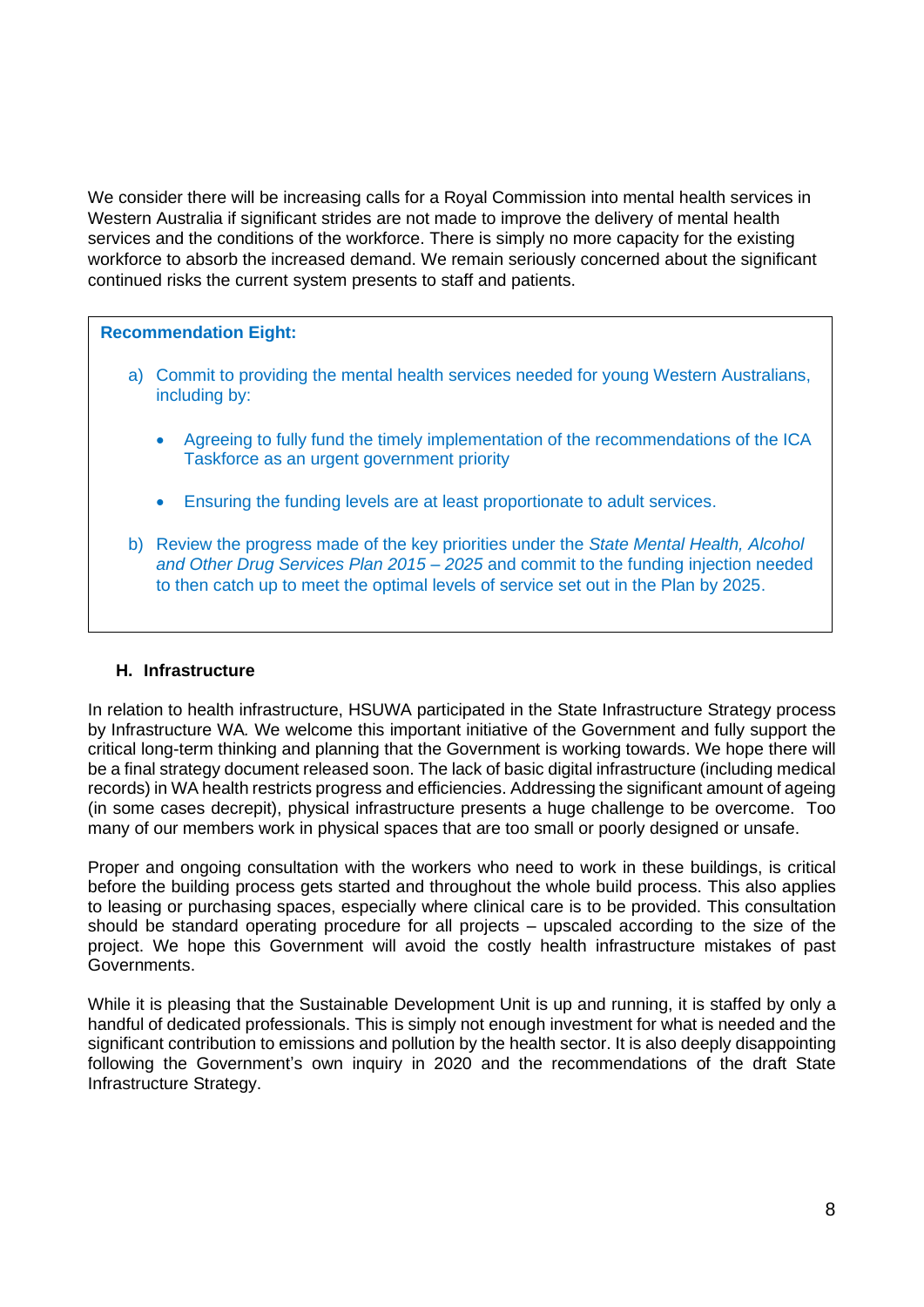We consider there will be increasing calls for a Royal Commission into mental health services in Western Australia if significant strides are not made to improve the delivery of mental health services and the conditions of the workforce. There is simply no more capacity for the existing workforce to absorb the increased demand. We remain seriously concerned about the significant continued risks the current system presents to staff and patients.

> **Recommendation Eight:**
>
> a) Commit to providing the mental health services needed for young Western Australians, including by:
>
>    - Agreeing to fully fund the timely implementation of the recommendations of the ICA Taskforce as an urgent government priority
>    - Ensuring the funding levels are at least proportionate to adult services.
>
> b) Review the progress made of the key priorities under the *State Mental Health, Alcohol and Other Drug Services Plan 2015 – 2025* and commit to the funding injection needed to then catch up to meet the optimal levels of service set out in the Plan by 2025.

## H. Infrastructure

In relation to health infrastructure, HSUWA participated in the State Infrastructure Strategy process by Infrastructure WA. We welcome this important initiative of the Government and fully support the critical long-term thinking and planning that the Government is working towards. We hope there will be a final strategy document released soon. The lack of basic digital infrastructure (including medical records) in WA health restricts progress and efficiencies. Addressing the significant amount of ageing (in some cases decrepit), physical infrastructure presents a huge challenge to be overcome. Too many of our members work in physical spaces that are too small or poorly designed or unsafe.

Proper and ongoing consultation with the workers who need to work in these buildings, is critical before the building process gets started and throughout the whole build process. This also applies to leasing or purchasing spaces, especially where clinical care is to be provided. This consultation should be standard operating procedure for all projects – upscaled according to the size of the project. We hope this Government will avoid the costly health infrastructure mistakes of past Governments.

While it is pleasing that the Sustainable Development Unit is up and running, it is staffed by only a handful of dedicated professionals. This is simply not enough investment for what is needed and the significant contribution to emissions and pollution by the health sector. It is also deeply disappointing following the Government's own inquiry in 2020 and the recommendations of the draft State Infrastructure Strategy.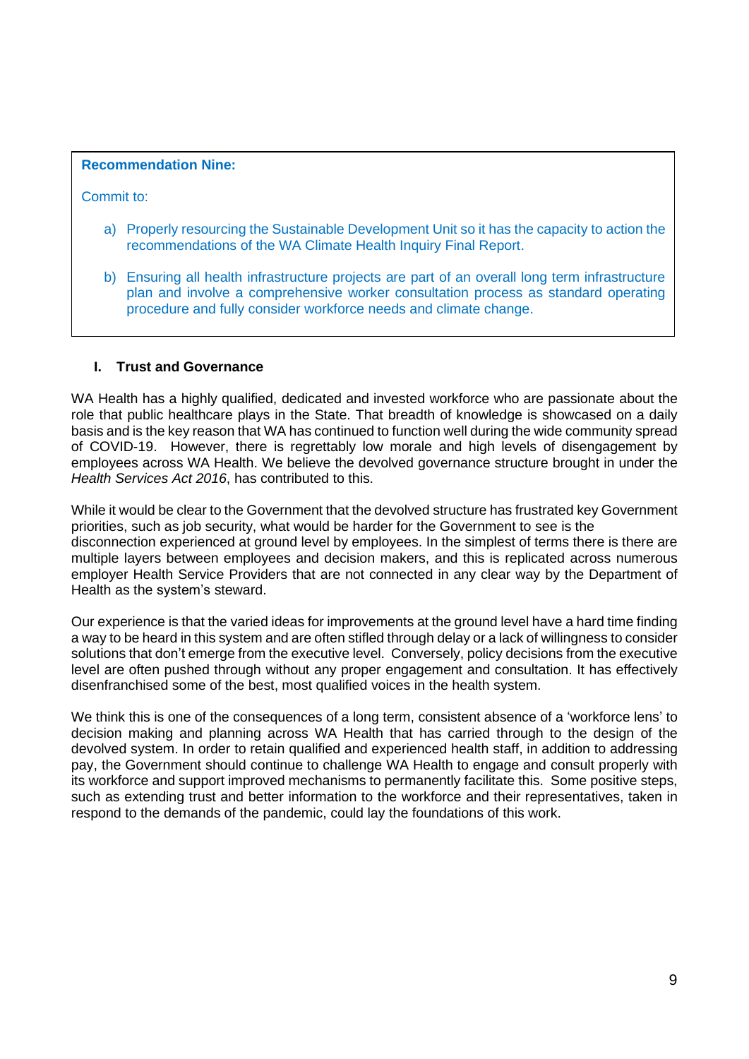**Recommendation Nine:**

Commit to:

a) Properly resourcing the Sustainable Development Unit so it has the capacity to action the recommendations of the WA Climate Health Inquiry Final Report.

b) Ensuring all health infrastructure projects are part of an overall long term infrastructure plan and involve a comprehensive worker consultation process as standard operating procedure and fully consider workforce needs and climate change.

## I. Trust and Governance

WA Health has a highly qualified, dedicated and invested workforce who are passionate about the role that public healthcare plays in the State. That breadth of knowledge is showcased on a daily basis and is the key reason that WA has continued to function well during the wide community spread of COVID-19. However, there is regrettably low morale and high levels of disengagement by employees across WA Health. We believe the devolved governance structure brought in under the *Health Services Act 2016*, has contributed to this.

While it would be clear to the Government that the devolved structure has frustrated key Government priorities, such as job security, what would be harder for the Government to see is the disconnection experienced at ground level by employees. In the simplest of terms there is there are multiple layers between employees and decision makers, and this is replicated across numerous employer Health Service Providers that are not connected in any clear way by the Department of Health as the system's steward.

Our experience is that the varied ideas for improvements at the ground level have a hard time finding a way to be heard in this system and are often stifled through delay or a lack of willingness to consider solutions that don't emerge from the executive level. Conversely, policy decisions from the executive level are often pushed through without any proper engagement and consultation. It has effectively disenfranchised some of the best, most qualified voices in the health system.

We think this is one of the consequences of a long term, consistent absence of a 'workforce lens' to decision making and planning across WA Health that has carried through to the design of the devolved system. In order to retain qualified and experienced health staff, in addition to addressing pay, the Government should continue to challenge WA Health to engage and consult properly with its workforce and support improved mechanisms to permanently facilitate this. Some positive steps, such as extending trust and better information to the workforce and their representatives, taken in respond to the demands of the pandemic, could lay the foundations of this work.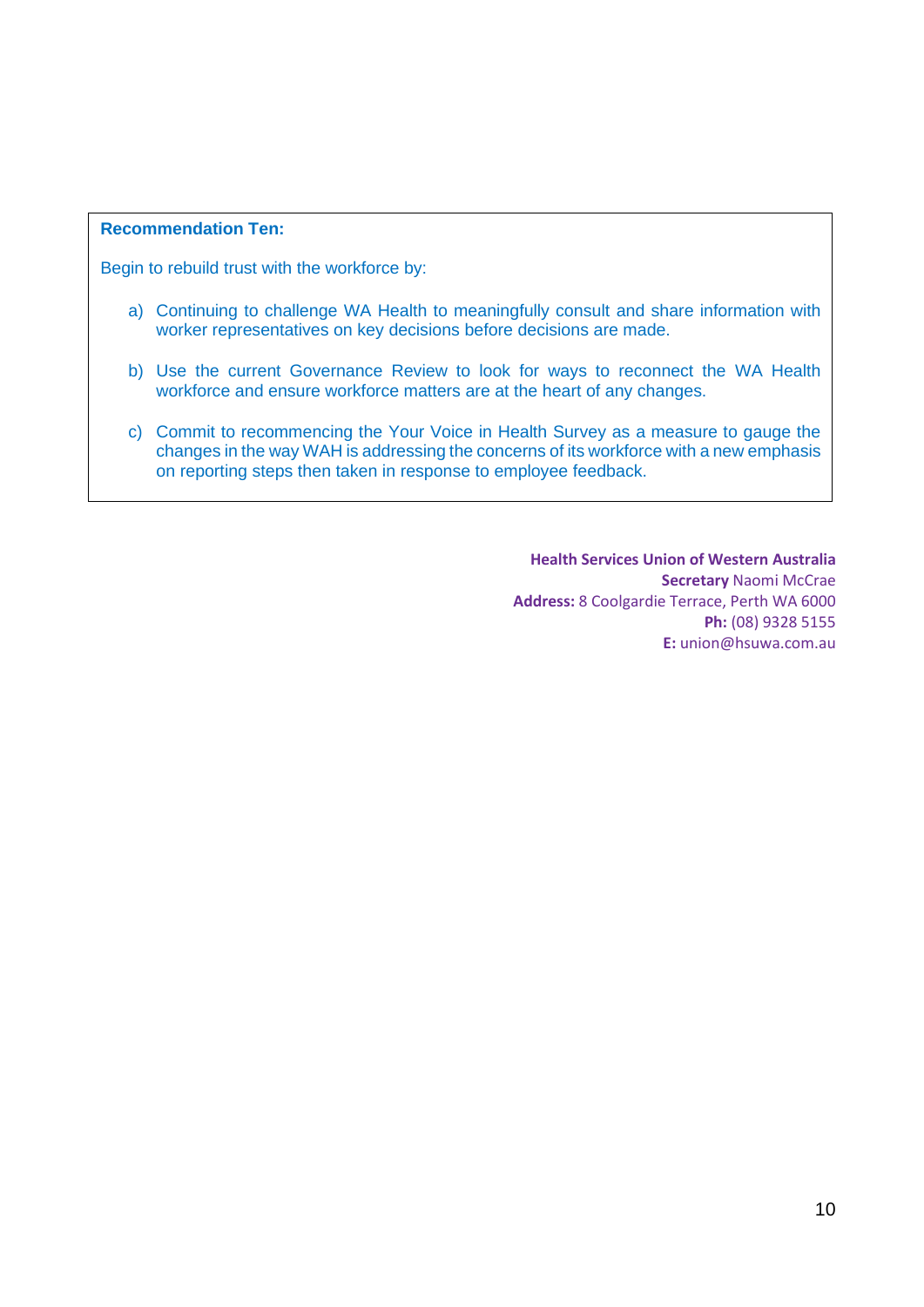**Recommendation Ten:**

Begin to rebuild trust with the workforce by:

a) Continuing to challenge WA Health to meaningfully consult and share information with worker representatives on key decisions before decisions are made.

b) Use the current Governance Review to look for ways to reconnect the WA Health workforce and ensure workforce matters are at the heart of any changes.

c) Commit to recommencing the Your Voice in Health Survey as a measure to gauge the changes in the way WAH is addressing the concerns of its workforce with a new emphasis on reporting steps then taken in response to employee feedback.

**Health Services Union of Western Australia**
**Secretary** Naomi McCrae
**Address:** 8 Coolgardie Terrace, Perth WA 6000
**Ph:** (08) 9328 5155
**E:** union@hsuwa.com.au